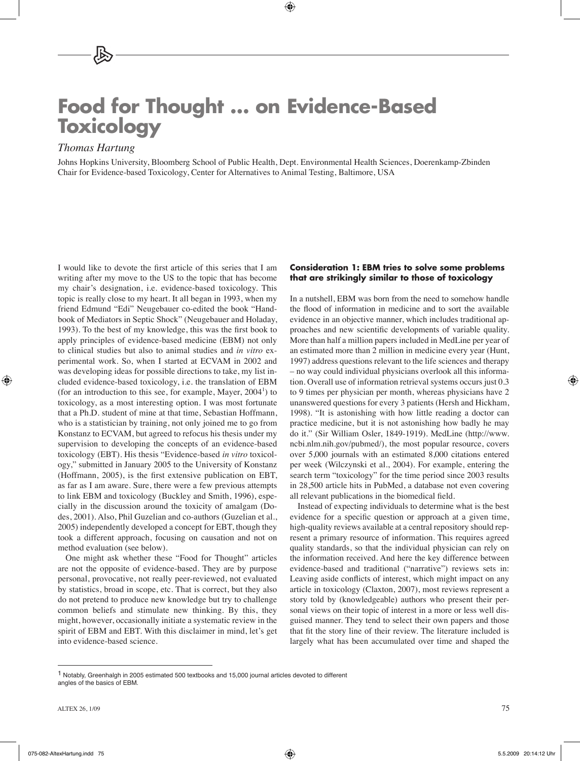# Food for Thought … on Evidence-Based Toxicology

*Thomas Hartung*

Johns Hopkins University, Bloomberg School of Public Health, Dept. Environmental Health Sciences, Doerenkamp-Zbinden Chair for Evidence-based Toxicology, Center for Alternatives to Animal Testing, Baltimore, USA

I would like to devote the first article of this series that I am writing after my move to the US to the topic that has become my chair's designation, i.e. evidence-based toxicology. This topic is really close to my heart. It all began in 1993, when my friend Edmund "Edi" Neugebauer co-edited the book "Handbook of Mediators in Septic Shock" (Neugebauer and Holaday, 1993). To the best of my knowledge, this was the first book to apply principles of evidence-based medicine (EBM) not only to clinical studies but also to animal studies and *in vitro* experimental work. So, when I started at ECVAM in 2002 and was developing ideas for possible directions to take, my list included evidence-based toxicology, i.e. the translation of EBM (for an introduction to this see, for example, Mayer, 2004[1]) to toxicology, as a most interesting option. I was most fortunate that a Ph.D. student of mine at that time, Sebastian Hoffmann, who is a statistician by training, not only joined me to go from Konstanz to ECVAM, but agreed to refocus his thesis under my supervision to developing the concepts of an evidence-based toxicology (EBT). His thesis "Evidence-based *in vitro* toxicology," submitted in January 2005 to the University of Konstanz (Hoffmann, 2005), is the first extensive publication on EBT, as far as I am aware. Sure, there were a few previous attempts to link EBM and toxicology (Buckley and Smith, 1996), especially in the discussion around the toxicity of amalgam (Dodes, 2001). Also, Phil Guzelian and co-authors (Guzelian et al., 2005) independently developed a concept for EBT, though they took a different approach, focusing on causation and not on method evaluation (see below).

One might ask whether these "Food for Thought" articles are not the opposite of evidence-based. They are by purpose personal, provocative, not really peer-reviewed, not evaluated by statistics, broad in scope, etc. That is correct, but they also do not pretend to produce new knowledge but try to challenge common beliefs and stimulate new thinking. By this, they might, however, occasionally initiate a systematic review in the spirit of EBM and EBT. With this disclaimer in mind, let's get into evidence-based science.

### Consideration 1: EBM tries to solve some problems that are strikingly similar to those of toxicology

In a nutshell, EBM was born from the need to somehow handle the flood of information in medicine and to sort the available evidence in an objective manner, which includes traditional approaches and new scientific developments of variable quality. More than half a million papers included in MedLine per year of an estimated more than 2 million in medicine every year (Hunt, 1997) address questions relevant to the life sciences and therapy – no way could individual physicians overlook all this information. Overall use of information retrieval systems occurs just 0.3 to 9 times per physician per month, whereas physicians have 2 unanswered questions for every 3 patients (Hersh and Hickham, 1998). "It is astonishing with how little reading a doctor can practice medicine, but it is not astonishing how badly he may do it." (Sir William Osler, 1849-1919). MedLine (http://www.ncbi.nlm.nih.gov/pubmed/), the most popular resource, covers over 5,000 journals with an estimated 8,000 citations entered per week (Wilczynski et al., 2004). For example, entering the search term "toxicology" for the time period since 2003 results in 28,500 article hits in PubMed, a database not even covering all relevant publications in the biomedical field.

Instead of expecting individuals to determine what is the best evidence for a specific question or approach at a given time, high-quality reviews available at a central repository should represent a primary resource of information. This requires agreed quality standards, so that the individual physician can rely on the information received. And here the key difference between evidence-based and traditional ("narrative") reviews sets in: Leaving aside conflicts of interest, which might impact on any article in toxicology (Claxton, 2007), most reviews represent a story told by (knowledgeable) authors who present their personal views on their topic of interest in a more or less well disguised manner. They tend to select their own papers and those that fit the story line of their review. The literature included is largely what has been accumulated over time and shaped the

---

[1] Notably, Greenhalgh in 2005 estimated 500 textbooks and 15,000 journal articles devoted to different angles of the basics of EBM.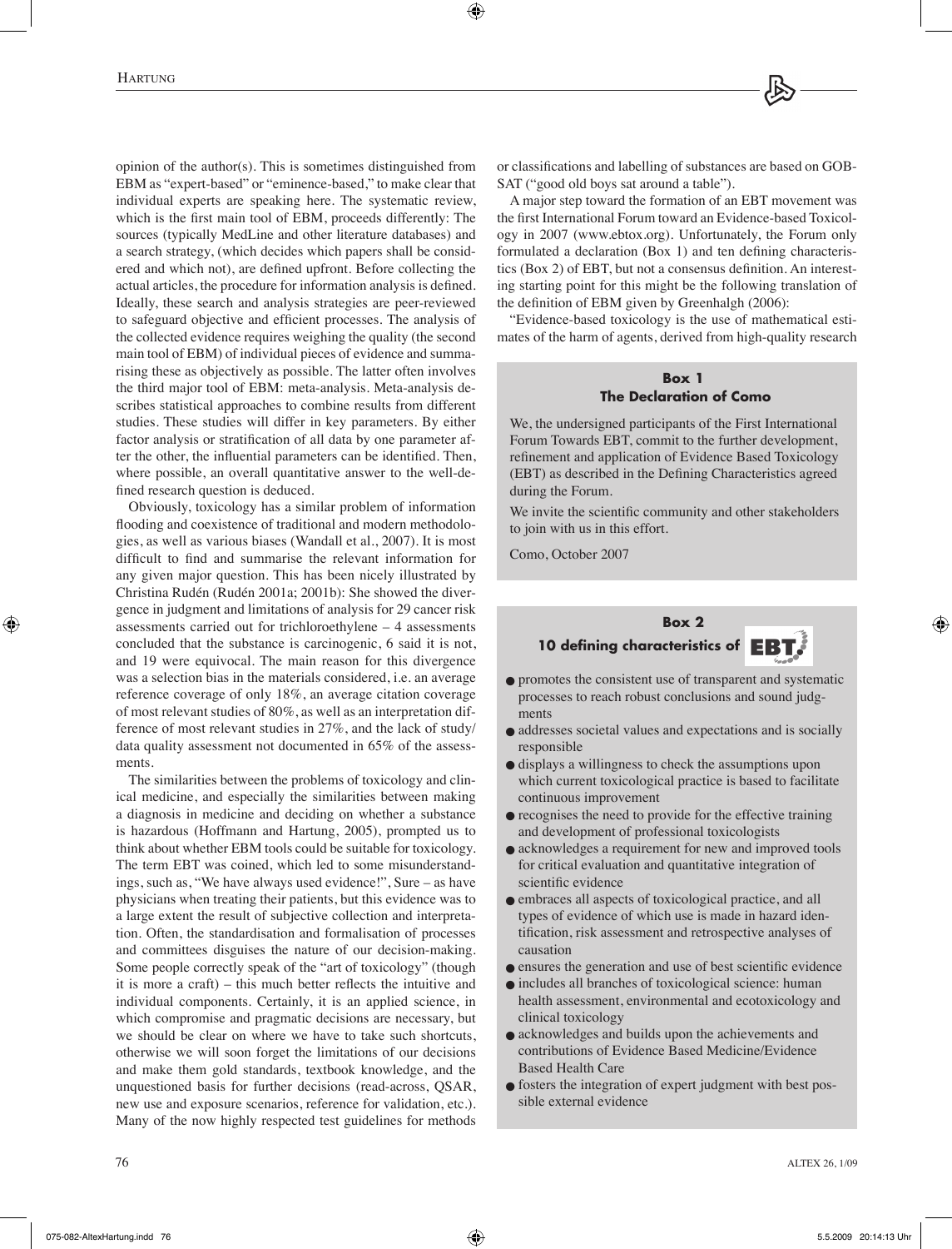opinion of the author(s). This is sometimes distinguished from EBM as "expert-based" or "eminence-based," to make clear that individual experts are speaking here. The systematic review, which is the first main tool of EBM, proceeds differently: The sources (typically MedLine and other literature databases) and a search strategy, (which decides which papers shall be considered and which not), are defined upfront. Before collecting the actual articles, the procedure for information analysis is defined. Ideally, these search and analysis strategies are peer-reviewed to safeguard objective and efficient processes. The analysis of the collected evidence requires weighing the quality (the second main tool of EBM) of individual pieces of evidence and summarising these as objectively as possible. The latter often involves the third major tool of EBM: meta-analysis. Meta-analysis describes statistical approaches to combine results from different studies. These studies will differ in key parameters. By either factor analysis or stratification of all data by one parameter after the other, the influential parameters can be identified. Then, where possible, an overall quantitative answer to the well-defined research question is deduced.

Obviously, toxicology has a similar problem of information flooding and coexistence of traditional and modern methodologies, as well as various biases (Wandall et al., 2007). It is most difficult to find and summarise the relevant information for any given major question. This has been nicely illustrated by Christina Rudén (Rudén 2001a; 2001b): She showed the divergence in judgment and limitations of analysis for 29 cancer risk assessments carried out for trichloroethylene – 4 assessments concluded that the substance is carcinogenic, 6 said it is not, and 19 were equivocal. The main reason for this divergence was a selection bias in the materials considered, i.e. an average reference coverage of only 18%, an average citation coverage of most relevant studies of 80%, as well as an interpretation difference of most relevant studies in 27%, and the lack of study/data quality assessment not documented in 65% of the assessments.

The similarities between the problems of toxicology and clinical medicine, and especially the similarities between making a diagnosis in medicine and deciding on whether a substance is hazardous (Hoffmann and Hartung, 2005), prompted us to think about whether EBM tools could be suitable for toxicology. The term EBT was coined, which led to some misunderstandings, such as, "We have always used evidence!", Sure – as have physicians when treating their patients, but this evidence was to a large extent the result of subjective collection and interpretation. Often, the standardisation and formalisation of processes and committees disguises the nature of our decision-making. Some people correctly speak of the "art of toxicology" (though it is more a craft) – this much better reflects the intuitive and individual components. Certainly, it is an applied science, in which compromise and pragmatic decisions are necessary, but we should be clear on where we have to take such shortcuts, otherwise we will soon forget the limitations of our decisions and make them gold standards, textbook knowledge, and the unquestioned basis for further decisions (read-across, QSAR, new use and exposure scenarios, reference for validation, etc.). Many of the now highly respected test guidelines for methods or classifications and labelling of substances are based on GOBSAT ("good old boys sat around a table").

A major step toward the formation of an EBT movement was the first International Forum toward an Evidence-based Toxicology in 2007 (www.ebtox.org). Unfortunately, the Forum only formulated a declaration (Box 1) and ten defining characteristics (Box 2) of EBT, but not a consensus definition. An interesting starting point for this might be the following translation of the definition of EBM given by Greenhalgh (2006):

"Evidence-based toxicology is the use of mathematical estimates of the harm of agents, derived from high-quality research

> **Box 1**
> **The Declaration of Como**
>
> We, the undersigned participants of the First International Forum Towards EBT, commit to the further development, refinement and application of Evidence Based Toxicology (EBT) as described in the Defining Characteristics agreed during the Forum.
>
> We invite the scientific community and other stakeholders to join with us in this effort.
>
> Como, October 2007

> **Box 2**
> **10 defining characteristics of EBT**
>
> - promotes the consistent use of transparent and systematic processes to reach robust conclusions and sound judgments
> - addresses societal values and expectations and is socially responsible
> - displays a willingness to check the assumptions upon which current toxicological practice is based to facilitate continuous improvement
> - recognises the need to provide for the effective training and development of professional toxicologists
> - acknowledges a requirement for new and improved tools for critical evaluation and quantitative integration of scientific evidence
> - embraces all aspects of toxicological practice, and all types of evidence of which use is made in hazard identification, risk assessment and retrospective analyses of causation
> - ensures the generation and use of best scientific evidence
> - includes all branches of toxicological science: human health assessment, environmental and ecotoxicology and clinical toxicology
> - acknowledges and builds upon the achievements and contributions of Evidence Based Medicine/Evidence Based Health Care
> - fosters the integration of expert judgment with best possible external evidence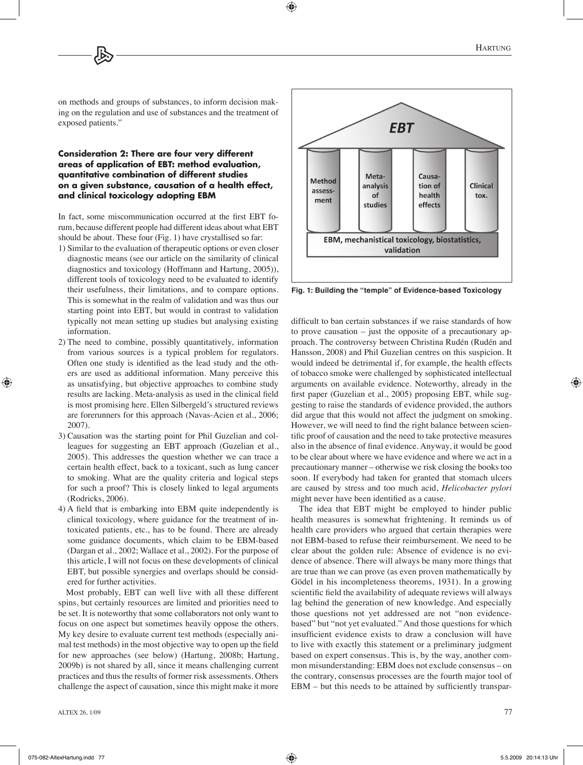on methods and groups of substances, to inform decision making on the regulation and use of substances and the treatment of exposed patients."

### Consideration 2: There are four very different areas of application of EBT: method evaluation, quantitative combination of different studies on a given substance, causation of a health effect, and clinical toxicology adopting EBM

In fact, some miscommunication occurred at the first EBT forum, because different people had different ideas about what EBT should be about. These four (Fig. 1) have crystallised so far:

1) Similar to the evaluation of therapeutic options or even closer diagnostic means (see our article on the similarity of clinical diagnostics and toxicology (Hoffmann and Hartung, 2005)), different tools of toxicology need to be evaluated to identify their usefulness, their limitations, and to compare options. This is somewhat in the realm of validation and was thus our starting point into EBT, but would in contrast to validation typically not mean setting up studies but analysing existing information.
2) The need to combine, possibly quantitatively, information from various sources is a typical problem for regulators. Often one study is identified as the lead study and the others are used as additional information. Many perceive this as unsatisfying, but objective approaches to combine study results are lacking. Meta-analysis as used in the clinical field is most promising here. Ellen Silbergeld's structured reviews are forerunners for this approach (Navas-Acien et al., 2006; 2007).
3) Causation was the starting point for Phil Guzelian and colleagues for suggesting an EBT approach (Guzelian et al., 2005). This addresses the question whether we can trace a certain health effect, back to a toxicant, such as lung cancer to smoking. What are the quality criteria and logical steps for such a proof? This is closely linked to legal arguments (Rodricks, 2006).
4) A field that is embarking into EBM quite independently is clinical toxicology, where guidance for the treatment of intoxicated patients, etc., has to be found. There are already some guidance documents, which claim to be EBM-based (Dargan et al., 2002; Wallace et al., 2002). For the purpose of this article, I will not focus on these developments of clinical EBT, but possible synergies and overlaps should be considered for further activities.

Most probably, EBT can well live with all these different spins, but certainly resources are limited and priorities need to be set. It is noteworthy that some collaborators not only want to focus on one aspect but sometimes heavily oppose the others. My key desire to evaluate current test methods (especially animal test methods) in the most objective way to open up the field for new approaches (see below) (Hartung, 2008b; Hartung, 2009b) is not shared by all, since it means challenging current practices and thus the results of former risk assessments. Others challenge the aspect of causation, since this might make it more difficult to ban certain substances if we raise standards of how to prove causation – just the opposite of a precautionary approach. The controversy between Christina Rudén (Rudén and Hansson, 2008) and Phil Guzelian centres on this suspicion. It would indeed be detrimental if, for example, the health effects of tobacco smoke were challenged by sophisticated intellectual arguments on available evidence. Noteworthy, already in the first paper (Guzelian et al., 2005) proposing EBT, while suggesting to raise the standards of evidence provided, the authors did argue that this would not affect the judgment on smoking. However, we will need to find the right balance between scientific proof of causation and the need to take protective measures also in the absence of final evidence. Anyway, it would be good to be clear about where we have evidence and where we act in a precautionary manner – otherwise we risk closing the books too soon. If everybody had taken for granted that stomach ulcers are caused by stress and too much acid, *Helicobacter pylori* might never have been identified as a cause.

**Fig. 1: Building the "temple" of Evidence-based Toxicology**

The idea that EBT might be employed to hinder public health measures is somewhat frightening. It reminds us of health care providers who argued that certain therapies were not EBM-based to refuse their reimbursement. We need to be clear about the golden rule: Absence of evidence is no evidence of absence. There will always be many more things that are true than we can prove (as even proven mathematically by Gödel in his incompleteness theorems, 1931). In a growing scientific field the availability of adequate reviews will always lag behind the generation of new knowledge. And especially those questions not yet addressed are not "non evidence-based" but "not yet evaluated." And those questions for which insufficient evidence exists to draw a conclusion will have to live with exactly this statement or a preliminary judgment based on expert consensus. This is, by the way, another common misunderstanding: EBM does not exclude consensus – on the contrary, consensus processes are the fourth major tool of EBM – but this needs to be attained by sufficiently transpar-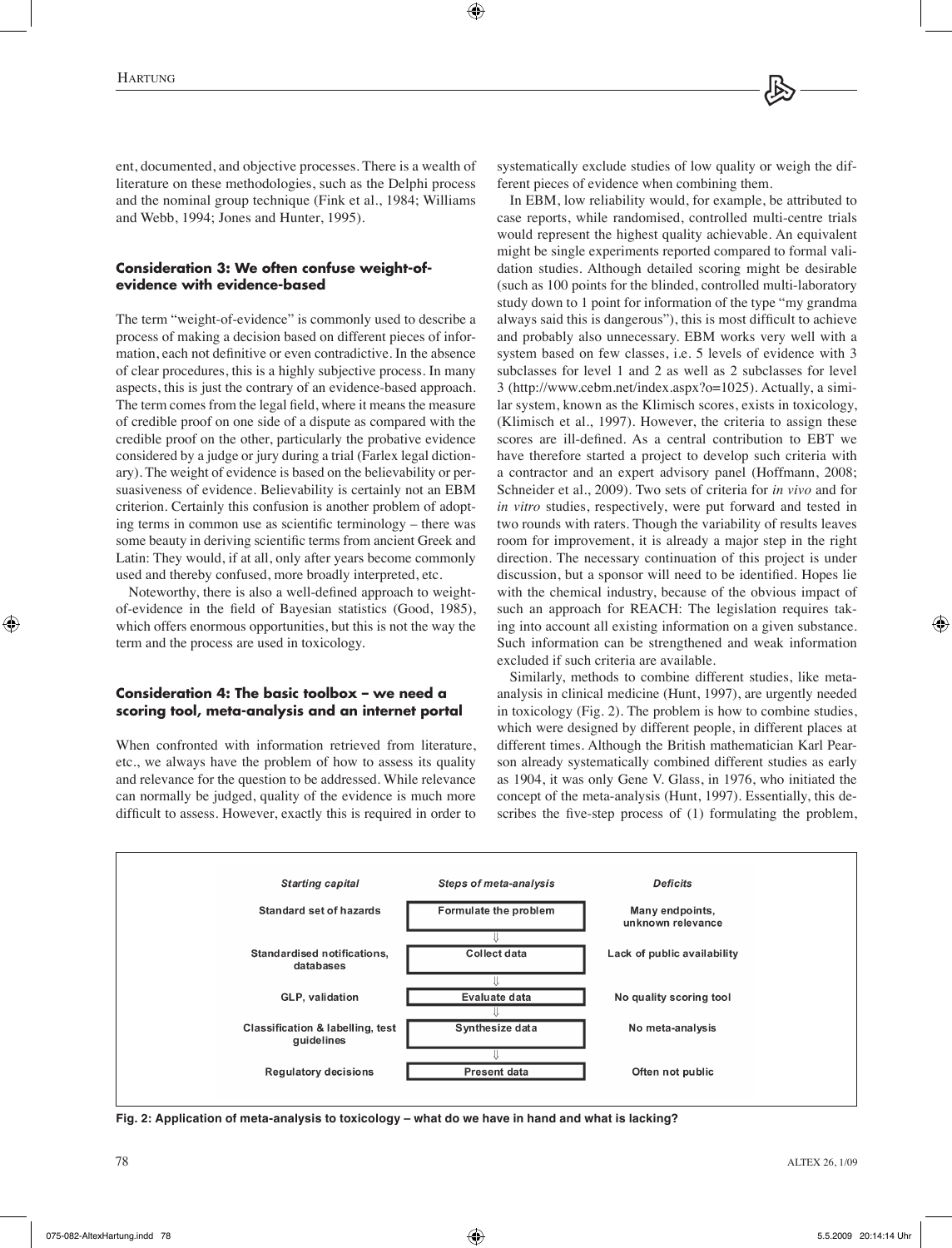ent, documented, and objective processes. There is a wealth of literature on these methodologies, such as the Delphi process and the nominal group technique (Fink et al., 1984; Williams and Webb, 1994; Jones and Hunter, 1995).

#### Consideration 3: We often confuse weight-of-evidence with evidence-based

The term "weight-of-evidence" is commonly used to describe a process of making a decision based on different pieces of information, each not definitive or even contradictive. In the absence of clear procedures, this is a highly subjective process. In many aspects, this is just the contrary of an evidence-based approach. The term comes from the legal field, where it means the measure of credible proof on one side of a dispute as compared with the credible proof on the other, particularly the probative evidence considered by a judge or jury during a trial (Farlex legal dictionary). The weight of evidence is based on the believability or persuasiveness of evidence. Believability is certainly not an EBM criterion. Certainly this confusion is another problem of adopting terms in common use as scientific terminology – there was some beauty in deriving scientific terms from ancient Greek and Latin: They would, if at all, only after years become commonly used and thereby confused, more broadly interpreted, etc.

Noteworthy, there is also a well-defined approach to weight-of-evidence in the field of Bayesian statistics (Good, 1985), which offers enormous opportunities, but this is not the way the term and the process are used in toxicology.

#### Consideration 4: The basic toolbox – we need a scoring tool, meta-analysis and an internet portal

When confronted with information retrieved from literature, etc., we always have the problem of how to assess its quality and relevance for the question to be addressed. While relevance can normally be judged, quality of the evidence is much more difficult to assess. However, exactly this is required in order to systematically exclude studies of low quality or weigh the different pieces of evidence when combining them.

In EBM, low reliability would, for example, be attributed to case reports, while randomised, controlled multi-centre trials would represent the highest quality achievable. An equivalent might be single experiments reported compared to formal validation studies. Although detailed scoring might be desirable (such as 100 points for the blinded, controlled multi-laboratory study down to 1 point for information of the type "my grandma always said this is dangerous"), this is most difficult to achieve and probably also unnecessary. EBM works very well with a system based on few classes, i.e. 5 levels of evidence with 3 subclasses for level 1 and 2 as well as 2 subclasses for level 3 (http://www.cebm.net/index.aspx?o=1025). Actually, a similar system, known as the Klimisch scores, exists in toxicology, (Klimisch et al., 1997). However, the criteria to assign these scores are ill-defined. As a central contribution to EBT we have therefore started a project to develop such criteria with a contractor and an expert advisory panel (Hoffmann, 2008; Schneider et al., 2009). Two sets of criteria for *in vivo* and for *in vitro* studies, respectively, were put forward and tested in two rounds with raters. Though the variability of results leaves room for improvement, it is already a major step in the right direction. The necessary continuation of this project is under discussion, but a sponsor will need to be identified. Hopes lie with the chemical industry, because of the obvious impact of such an approach for REACH: The legislation requires taking into account all existing information on a given substance. Such information can be strengthened and weak information excluded if such criteria are available.

Similarly, methods to combine different studies, like meta-analysis in clinical medicine (Hunt, 1997), are urgently needed in toxicology (Fig. 2). The problem is how to combine studies, which were designed by different people, in different places at different times. Although the British mathematician Karl Pearson already systematically combined different studies as early as 1904, it was only Gene V. Glass, in 1976, who initiated the concept of the meta-analysis (Hunt, 1997). Essentially, this describes the five-step process of (1) formulating the problem,

| *Starting capital* | *Steps of meta-analysis* | *Deficits* |
|---|---|---|
| Standard set of hazards | Formulate the problem | Many endpoints, unknown relevance |
| Standardised notifications, databases | Collect data | Lack of public availability |
| GLP, validation | Evaluate data | No quality scoring tool |
| Classification & labelling, test guidelines | Synthesize data | No meta-analysis |
| Regulatory decisions | Present data | Often not public |

**Fig. 2: Application of meta-analysis to toxicology – what do we have in hand and what is lacking?**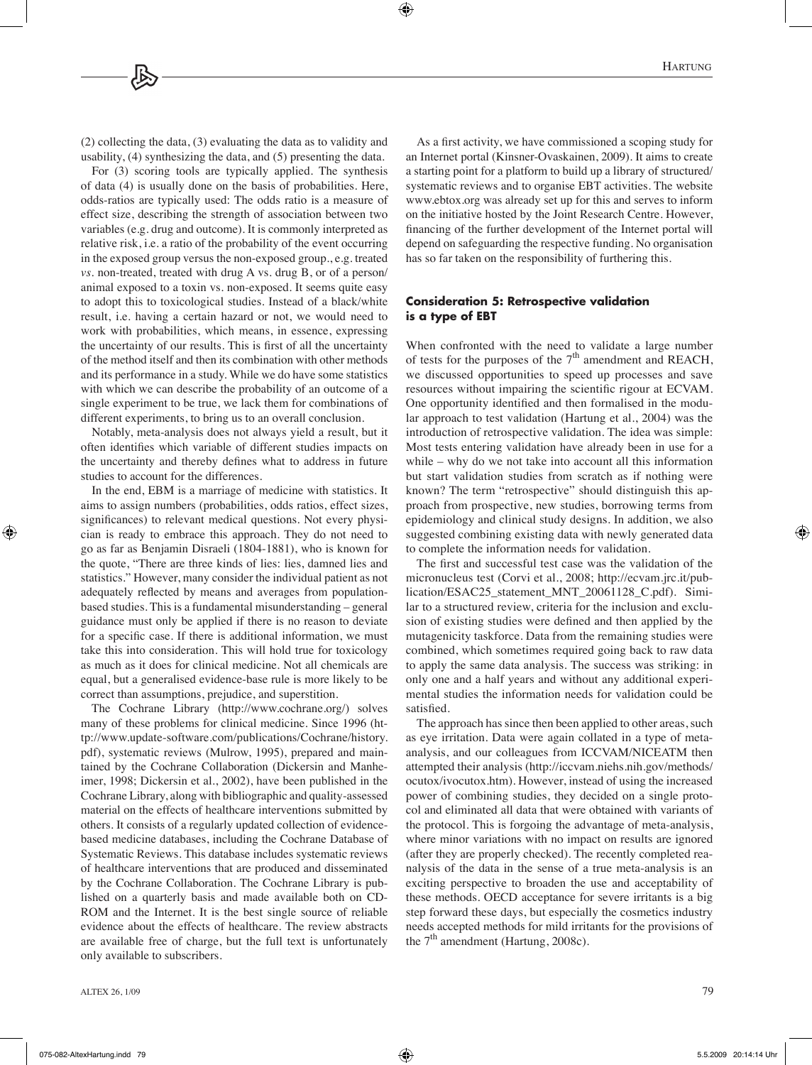(2) collecting the data, (3) evaluating the data as to validity and usability, (4) synthesizing the data, and (5) presenting the data.

For (3) scoring tools are typically applied. The synthesis of data (4) is usually done on the basis of probabilities. Here, odds-ratios are typically used: The odds ratio is a measure of effect size, describing the strength of association between two variables (e.g. drug and outcome). It is commonly interpreted as relative risk, i.e. a ratio of the probability of the event occurring in the exposed group versus the non-exposed group., e.g. treated *vs*. non-treated, treated with drug A vs. drug B, or of a person/animal exposed to a toxin vs. non-exposed. It seems quite easy to adopt this to toxicological studies. Instead of a black/white result, i.e. having a certain hazard or not, we would need to work with probabilities, which means, in essence, expressing the uncertainty of our results. This is first of all the uncertainty of the method itself and then its combination with other methods and its performance in a study. While we do have some statistics with which we can describe the probability of an outcome of a single experiment to be true, we lack them for combinations of different experiments, to bring us to an overall conclusion.

Notably, meta-analysis does not always yield a result, but it often identifies which variable of different studies impacts on the uncertainty and thereby defines what to address in future studies to account for the differences.

In the end, EBM is a marriage of medicine with statistics. It aims to assign numbers (probabilities, odds ratios, effect sizes, significances) to relevant medical questions. Not every physician is ready to embrace this approach. They do not need to go as far as Benjamin Disraeli (1804-1881), who is known for the quote, "There are three kinds of lies: lies, damned lies and statistics." However, many consider the individual patient as not adequately reflected by means and averages from population-based studies. This is a fundamental misunderstanding – general guidance must only be applied if there is no reason to deviate for a specific case. If there is additional information, we must take this into consideration. This will hold true for toxicology as much as it does for clinical medicine. Not all chemicals are equal, but a generalised evidence-base rule is more likely to be correct than assumptions, prejudice, and superstition.

The Cochrane Library (http://www.cochrane.org/) solves many of these problems for clinical medicine. Since 1996 (http://www.update-software.com/publications/Cochrane/history.pdf), systematic reviews (Mulrow, 1995), prepared and maintained by the Cochrane Collaboration (Dickersin and Manheimer, 1998; Dickersin et al., 2002), have been published in the Cochrane Library, along with bibliographic and quality-assessed material on the effects of healthcare interventions submitted by others. It consists of a regularly updated collection of evidence-based medicine databases, including the Cochrane Database of Systematic Reviews. This database includes systematic reviews of healthcare interventions that are produced and disseminated by the Cochrane Collaboration. The Cochrane Library is published on a quarterly basis and made available both on CD-ROM and the Internet. It is the best single source of reliable evidence about the effects of healthcare. The review abstracts are available free of charge, but the full text is unfortunately only available to subscribers.

As a first activity, we have commissioned a scoping study for an Internet portal (Kinsner-Ovaskainen, 2009). It aims to create a starting point for a platform to build up a library of structured/systematic reviews and to organise EBT activities. The website www.ebtox.org was already set up for this and serves to inform on the initiative hosted by the Joint Research Centre. However, financing of the further development of the Internet portal will depend on safeguarding the respective funding. No organisation has so far taken on the responsibility of furthering this.

### Consideration 5: Retrospective validation is a type of EBT

When confronted with the need to validate a large number of tests for the purposes of the 7th amendment and REACH, we discussed opportunities to speed up processes and save resources without impairing the scientific rigour at ECVAM. One opportunity identified and then formalised in the modular approach to test validation (Hartung et al., 2004) was the introduction of retrospective validation. The idea was simple: Most tests entering validation have already been in use for a while – why do we not take into account all this information but start validation studies from scratch as if nothing were known? The term "retrospective" should distinguish this approach from prospective, new studies, borrowing terms from epidemiology and clinical study designs. In addition, we also suggested combining existing data with newly generated data to complete the information needs for validation.

The first and successful test case was the validation of the micronucleus test (Corvi et al., 2008; http://ecvam.jrc.it/publication/ESAC25_statement_MNT_20061128_C.pdf). Similar to a structured review, criteria for the inclusion and exclusion of existing studies were defined and then applied by the mutagenicity taskforce. Data from the remaining studies were combined, which sometimes required going back to raw data to apply the same data analysis. The success was striking: in only one and a half years and without any additional experimental studies the information needs for validation could be satisfied.

The approach has since then been applied to other areas, such as eye irritation. Data were again collated in a type of meta-analysis, and our colleagues from ICCVAM/NICEATM then attempted their analysis (http://iccvam.niehs.nih.gov/methods/ocutox/ivocutox.htm). However, instead of using the increased power of combining studies, they decided on a single protocol and eliminated all data that were obtained with variants of the protocol. This is forgoing the advantage of meta-analysis, where minor variations with no impact on results are ignored (after they are properly checked). The recently completed reanalysis of the data in the sense of a true meta-analysis is an exciting perspective to broaden the use and acceptability of these methods. OECD acceptance for severe irritants is a big step forward these days, but especially the cosmetics industry needs accepted methods for mild irritants for the provisions of the 7th amendment (Hartung, 2008c).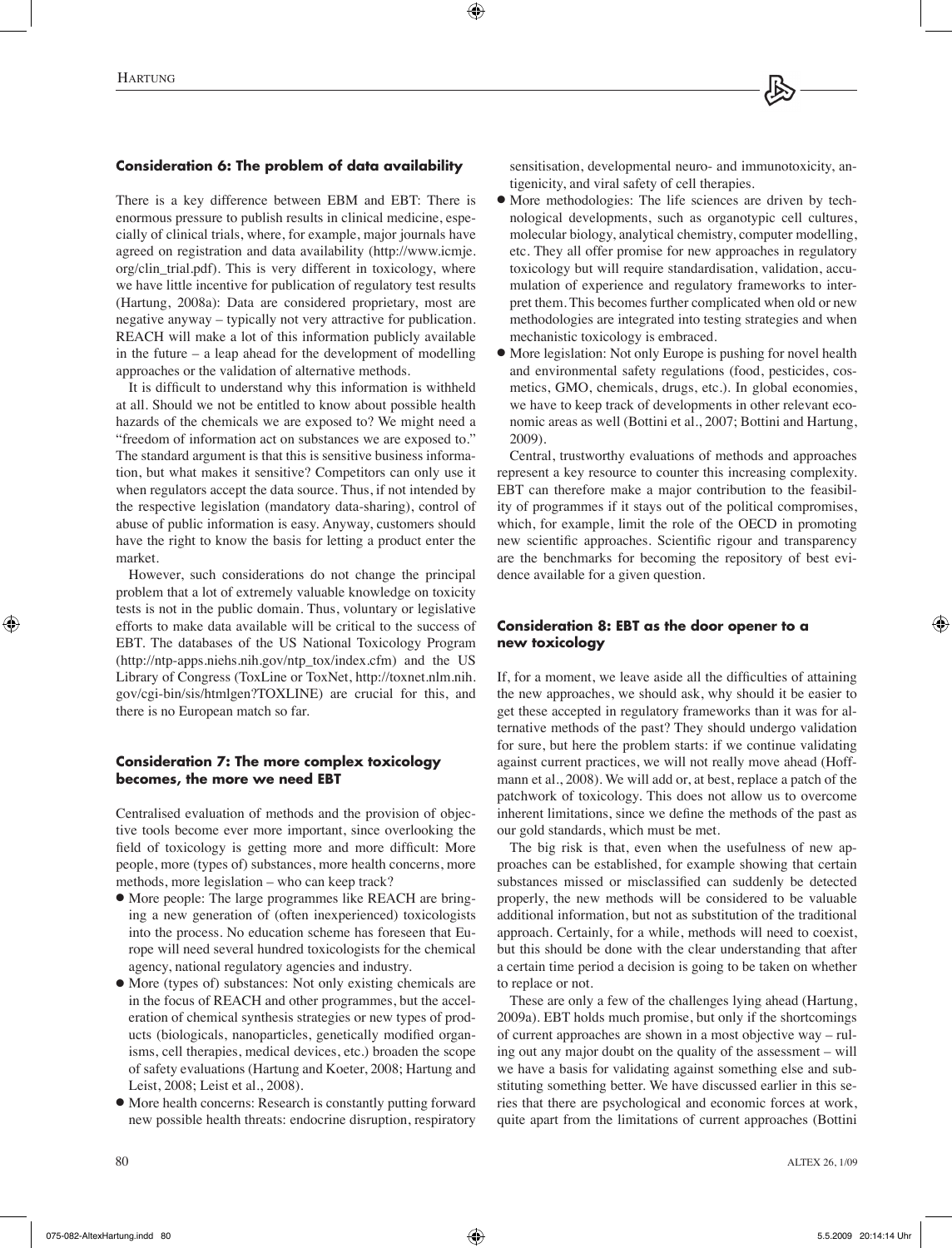### Consideration 6: The problem of data availability

There is a key difference between EBM and EBT: There is enormous pressure to publish results in clinical medicine, especially of clinical trials, where, for example, major journals have agreed on registration and data availability (http://www.icmje.org/clin_trial.pdf). This is very different in toxicology, where we have little incentive for publication of regulatory test results (Hartung, 2008a): Data are considered proprietary, most are negative anyway – typically not very attractive for publication. REACH will make a lot of this information publicly available in the future – a leap ahead for the development of modelling approaches or the validation of alternative methods.

It is difficult to understand why this information is withheld at all. Should we not be entitled to know about possible health hazards of the chemicals we are exposed to? We might need a "freedom of information act on substances we are exposed to." The standard argument is that this is sensitive business information, but what makes it sensitive? Competitors can only use it when regulators accept the data source. Thus, if not intended by the respective legislation (mandatory data-sharing), control of abuse of public information is easy. Anyway, customers should have the right to know the basis for letting a product enter the market.

However, such considerations do not change the principal problem that a lot of extremely valuable knowledge on toxicity tests is not in the public domain. Thus, voluntary or legislative efforts to make data available will be critical to the success of EBT. The databases of the US National Toxicology Program (http://ntp-apps.niehs.nih.gov/ntp_tox/index.cfm) and the US Library of Congress (ToxLine or ToxNet, http://toxnet.nlm.nih.gov/cgi-bin/sis/htmlgen?TOXLINE) are crucial for this, and there is no European match so far.

### Consideration 7: The more complex toxicology becomes, the more we need EBT

Centralised evaluation of methods and the provision of objective tools become ever more important, since overlooking the field of toxicology is getting more and more difficult: More people, more (types of) substances, more health concerns, more methods, more legislation – who can keep track?

- More people: The large programmes like REACH are bringing a new generation of (often inexperienced) toxicologists into the process. No education scheme has foreseen that Europe will need several hundred toxicologists for the chemical agency, national regulatory agencies and industry.
- More (types of) substances: Not only existing chemicals are in the focus of REACH and other programmes, but the acceleration of chemical synthesis strategies or new types of products (biologicals, nanoparticles, genetically modified organisms, cell therapies, medical devices, etc.) broaden the scope of safety evaluations (Hartung and Koeter, 2008; Hartung and Leist, 2008; Leist et al., 2008).
- More health concerns: Research is constantly putting forward new possible health threats: endocrine disruption, respiratory sensitisation, developmental neuro- and immunotoxicity, antigenicity, and viral safety of cell therapies.
- More methodologies: The life sciences are driven by technological developments, such as organotypic cell cultures, molecular biology, analytical chemistry, computer modelling, etc. They all offer promise for new approaches in regulatory toxicology but will require standardisation, validation, accumulation of experience and regulatory frameworks to interpret them. This becomes further complicated when old or new methodologies are integrated into testing strategies and when mechanistic toxicology is embraced.
- More legislation: Not only Europe is pushing for novel health and environmental safety regulations (food, pesticides, cosmetics, GMO, chemicals, drugs, etc.). In global economies, we have to keep track of developments in other relevant economic areas as well (Bottini et al., 2007; Bottini and Hartung, 2009).

Central, trustworthy evaluations of methods and approaches represent a key resource to counter this increasing complexity. EBT can therefore make a major contribution to the feasibility of programmes if it stays out of the political compromises, which, for example, limit the role of the OECD in promoting new scientific approaches. Scientific rigour and transparency are the benchmarks for becoming the repository of best evidence available for a given question.

### Consideration 8: EBT as the door opener to a new toxicology

If, for a moment, we leave aside all the difficulties of attaining the new approaches, we should ask, why should it be easier to get these accepted in regulatory frameworks than it was for alternative methods of the past? They should undergo validation for sure, but here the problem starts: if we continue validating against current practices, we will not really move ahead (Hoffmann et al., 2008). We will add or, at best, replace a patch of the patchwork of toxicology. This does not allow us to overcome inherent limitations, since we define the methods of the past as our gold standards, which must be met.

The big risk is that, even when the usefulness of new approaches can be established, for example showing that certain substances missed or misclassified can suddenly be detected properly, the new methods will be considered to be valuable additional information, but not as substitution of the traditional approach. Certainly, for a while, methods will need to coexist, but this should be done with the clear understanding that after a certain time period a decision is going to be taken on whether to replace or not.

These are only a few of the challenges lying ahead (Hartung, 2009a). EBT holds much promise, but only if the shortcomings of current approaches are shown in a most objective way – ruling out any major doubt on the quality of the assessment – will we have a basis for validating against something else and substituting something better. We have discussed earlier in this series that there are psychological and economic forces at work, quite apart from the limitations of current approaches (Bottini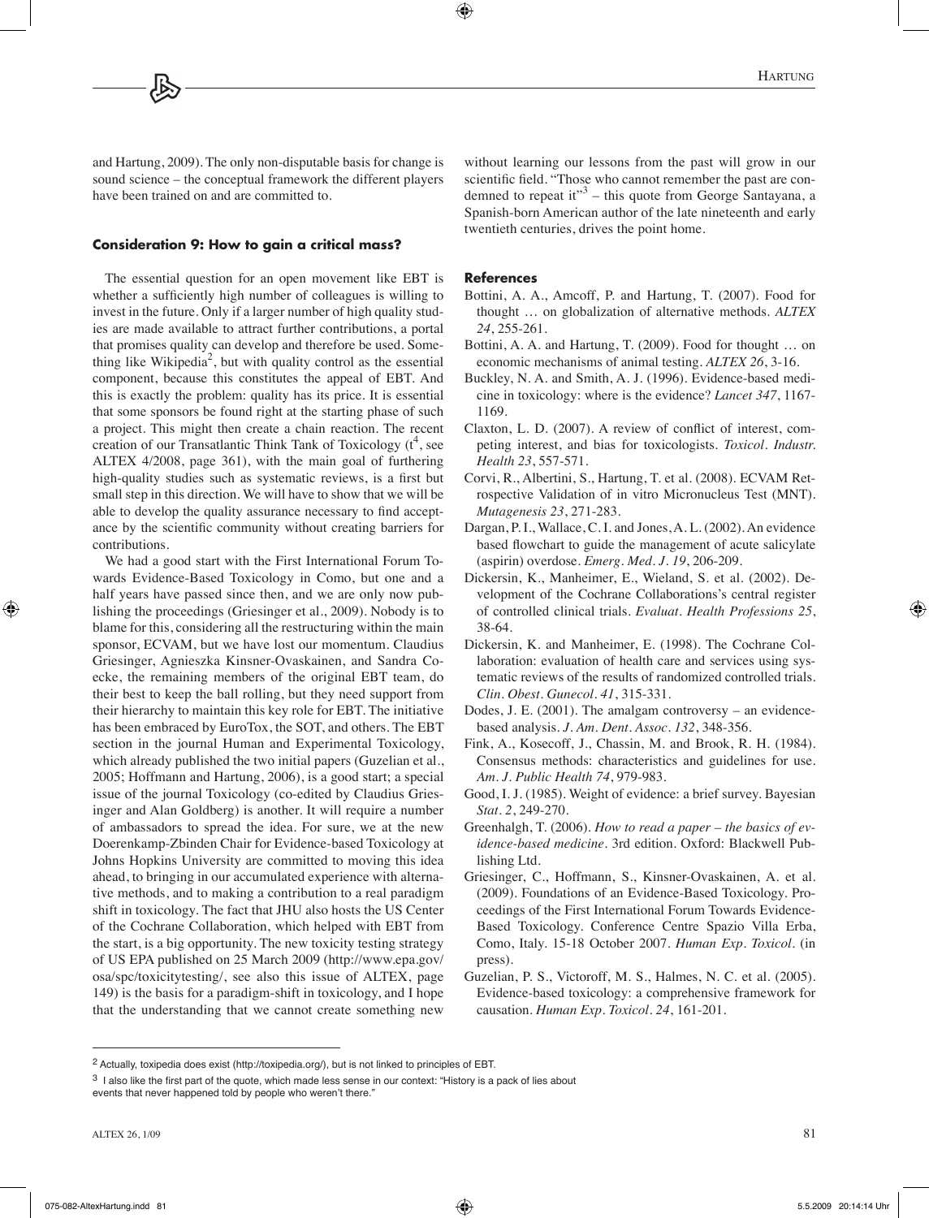and Hartung, 2009). The only non-disputable basis for change is sound science – the conceptual framework the different players have been trained on and are committed to.

### Consideration 9: How to gain a critical mass?

The essential question for an open movement like EBT is whether a sufficiently high number of colleagues is willing to invest in the future. Only if a larger number of high quality studies are made available to attract further contributions, a portal that promises quality can develop and therefore be used. Something like Wikipedia[2], but with quality control as the essential component, because this constitutes the appeal of EBT. And this is exactly the problem: quality has its price. It is essential that some sponsors be found right at the starting phase of such a project. This might then create a chain reaction. The recent creation of our Transatlantic Think Tank of Toxicology ($t^4$, see ALTEX 4/2008, page 361), with the main goal of furthering high-quality studies such as systematic reviews, is a first but small step in this direction. We will have to show that we will be able to develop the quality assurance necessary to find acceptance by the scientific community without creating barriers for contributions.

We had a good start with the First International Forum Towards Evidence-Based Toxicology in Como, but one and a half years have passed since then, and we are only now publishing the proceedings (Griesinger et al., 2009). Nobody is to blame for this, considering all the restructuring within the main sponsor, ECVAM, but we have lost our momentum. Claudius Griesinger, Agnieszka Kinsner-Ovaskainen, and Sandra Coecke, the remaining members of the original EBT team, do their best to keep the ball rolling, but they need support from their hierarchy to maintain this key role for EBT. The initiative has been embraced by EuroTox, the SOT, and others. The EBT section in the journal Human and Experimental Toxicology, which already published the two initial papers (Guzelian et al., 2005; Hoffmann and Hartung, 2006), is a good start; a special issue of the journal Toxicology (co-edited by Claudius Griesinger and Alan Goldberg) is another. It will require a number of ambassadors to spread the idea. For sure, we at the new Doerenkamp-Zbinden Chair for Evidence-based Toxicology at Johns Hopkins University are committed to moving this idea ahead, to bringing in our accumulated experience with alternative methods, and to making a contribution to a real paradigm shift in toxicology. The fact that JHU also hosts the US Center of the Cochrane Collaboration, which helped with EBT from the start, is a big opportunity. The new toxicity testing strategy of US EPA published on 25 March 2009 (http://www.epa.gov/osa/spc/toxicitytesting/, see also this issue of ALTEX, page 149) is the basis for a paradigm-shift in toxicology, and I hope that the understanding that we cannot create something new without learning our lessons from the past will grow in our scientific field. "Those who cannot remember the past are condemned to repeat it"[3] – this quote from George Santayana, a Spanish-born American author of the late nineteenth and early twentieth centuries, drives the point home.

### References

Bottini, A. A., Amcoff, P. and Hartung, T. (2007). Food for thought … on globalization of alternative methods. *ALTEX 24*, 255-261.

Bottini, A. A. and Hartung, T. (2009). Food for thought … on economic mechanisms of animal testing. *ALTEX 26*, 3-16.

Buckley, N. A. and Smith, A. J. (1996). Evidence-based medicine in toxicology: where is the evidence? *Lancet 347*, 1167-1169.

Claxton, L. D. (2007). A review of conflict of interest, competing interest, and bias for toxicologists. *Toxicol. Industr. Health 23*, 557-571.

Corvi, R., Albertini, S., Hartung, T. et al. (2008). ECVAM Retrospective Validation of in vitro Micronucleus Test (MNT). *Mutagenesis 23*, 271-283.

Dargan, P. I., Wallace, C. I. and Jones, A. L. (2002). An evidence based flowchart to guide the management of acute salicylate (aspirin) overdose. *Emerg. Med. J. 19*, 206-209.

Dickersin, K., Manheimer, E., Wieland, S. et al. (2002). Development of the Cochrane Collaborations's central register of controlled clinical trials. *Evaluat. Health Professions 25*, 38-64.

Dickersin, K. and Manheimer, E. (1998). The Cochrane Collaboration: evaluation of health care and services using systematic reviews of the results of randomized controlled trials. *Clin. Obest. Gunecol. 41*, 315-331.

Dodes, J. E. (2001). The amalgam controversy – an evidence-based analysis. *J. Am. Dent. Assoc. 132*, 348-356.

Fink, A., Kosecoff, J., Chassin, M. and Brook, R. H. (1984). Consensus methods: characteristics and guidelines for use. *Am. J. Public Health 74*, 979-983.

Good, I. J. (1985). Weight of evidence: a brief survey. Bayesian *Stat. 2*, 249-270.

Greenhalgh, T. (2006). *How to read a paper – the basics of evidence-based medicine*. 3rd edition. Oxford: Blackwell Publishing Ltd.

Griesinger, C., Hoffmann, S., Kinsner-Ovaskainen, A. et al. (2009). Foundations of an Evidence-Based Toxicology. Proceedings of the First International Forum Towards Evidence-Based Toxicology. Conference Centre Spazio Villa Erba, Como, Italy. 15-18 October 2007. *Human Exp. Toxicol.* (in press).

Guzelian, P. S., Victoroff, M. S., Halmes, N. C. et al. (2005). Evidence-based toxicology: a comprehensive framework for causation. *Human Exp. Toxicol. 24*, 161-201.

---

[2] Actually, toxipedia does exist (http://toxipedia.org/), but is not linked to principles of EBT.

[3] I also like the first part of the quote, which made less sense in our context: "History is a pack of lies about events that never happened told by people who weren't there."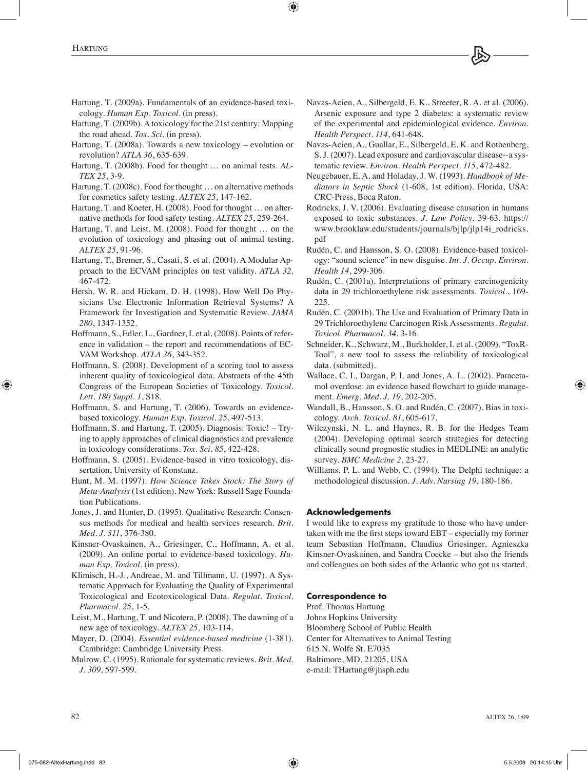Hartung, T. (2009a). Fundamentals of an evidence-based toxicology. *Human Exp. Toxicol.* (in press).

Hartung, T. (2009b). A toxicology for the 21st century: Mapping the road ahead. *Tox. Sci.* (in press).

Hartung, T. (2008a). Towards a new toxicology – evolution or revolution? *ATLA 36*, 635-639.

Hartung, T. (2008b). Food for thought … on animal tests. *ALTEX 25*, 3-9.

Hartung, T. (2008c). Food for thought … on alternative methods for cosmetics safety testing. *ALTEX 25*, 147-162.

Hartung, T. and Koeter, H. (2008). Food for thought … on alternative methods for food safety testing. *ALTEX 25*, 259-264.

Hartung, T. and Leist, M. (2008). Food for thought … on the evolution of toxicology and phasing out of animal testing. *ALTEX 25*, 91-96.

Hartung, T., Bremer, S., Casati, S. et al. (2004). A Modular Approach to the ECVAM principles on test validity. *ATLA 32,* 467-472.

Hersh, W. R. and Hickam, D. H. (1998). How Well Do Physicians Use Electronic Information Retrieval Systems? A Framework for Investigation and Systematic Review. *JAMA 280*, 1347-1352.

Hoffmann, S., Edler, L., Gardner, I. et al. (2008). Points of reference in validation – the report and recommendations of ECVAM Workshop. *ATLA 36*, 343-352.

Hoffmann, S. (2008). Development of a scoring tool to assess inherent quality of toxicological data. Abstracts of the 45th Congress of the European Societies of Toxicology. *Toxicol. Lett. 180 Suppl. 1*, S18.

Hoffmann, S. and Hartung, T. (2006). Towards an evidence-based toxicology. *Human Exp. Toxicol. 25*, 497-513.

Hoffmann, S. and Hartung, T. (2005). Diagnosis: Toxic! – Trying to apply approaches of clinical diagnostics and prevalence in toxicology considerations. *Tox. Sci. 85*, 422-428.

Hoffmann, S. (2005). Evidence-based in vitro toxicology, dissertation, University of Konstanz.

Hunt, M. M. (1997). *How Science Takes Stock: The Story of Meta-Analysis* (1st edition). New York: Russell Sage Foundation Publications.

Jones, J. and Hunter, D. (1995). Qualitative Research: Consensus methods for medical and health services research. *Brit. Med. J. 311*, 376-380.

Kinsner-Ovaskainen, A., Griesinger, C., Hoffmann, A. et al. (2009). An online portal to evidence-based toxicology. *Human Exp. Toxicol.* (in press).

Klimisch, H.-J., Andreae, M. and Tillmann, U. (1997). A Systematic Approach for Evaluating the Quality of Experimental Toxicological and Ecotoxicological Data. *Regulat. Toxicol. Pharmacol. 25*, 1-5.

Leist, M., Hartung, T. and Nicotera, P. (2008). The dawning of a new age of toxicology. *ALTEX 25*, 103-114.

Mayer, D. (2004). *Essential evidence-based medicine* (1-381). Cambridge: Cambridge University Press.

Mulrow, C. (1995). Rationale for systematic reviews. *Brit. Med. J. 309*, 597-599.

Navas-Acien, A., Silbergeld, E. K., Streeter, R. A. et al. (2006). Arsenic exposure and type 2 diabetes: a systematic review of the experimental and epidemiological evidence. *Environ. Health Perspect. 114*, 641-648.

Navas-Acien, A., Guallar, E., Silbergeld, E. K. and Rothenberg, S. J. (2007). Lead exposure and cardiovascular disease--a systematic review. *Environ. Health Perspect. 115*, 472-482.

Neugebauer, E. A. and Holaday, J. W. (1993). *Handbook of Mediators in Septic Shock* (1-608, 1st edition). Florida, USA: CRC-Press, Boca Raton.

Rodricks, J. V. (2006). Evaluating disease causation in humans exposed to toxic substances. *J. Law Policy*, 39-63. https://www.brooklaw.edu/students/journals/bjlp/jlp14i_rodricks.pdf

Rudén, C. and Hansson, S. O. (2008). Evidence-based toxicology: "sound science" in new disguise. *Int. J. Occup. Environ. Health 14*, 299-306.

Rudén, C. (2001a). Interpretations of primary carcinogenicity data in 29 trichloroethylene risk assessments. *Toxicol.*, 169-225.

Rudén, C. (2001b). The Use and Evaluation of Primary Data in 29 Trichloroethylene Carcinogen Risk Assessments. *Regulat. Toxicol. Pharmacol. 34*, 3-16.

Schneider, K., Schwarz, M., Burkholder, I. et al. (2009). "ToxR-Tool", a new tool to assess the reliability of toxicological data. (submitted).

Wallace, C. I., Dargan, P. I. and Jones, A. L. (2002). Paracetamol overdose: an evidence based flowchart to guide management. *Emerg. Med. J. 19*, 202-205.

Wandall, B., Hansson, S. O. and Rudén, C. (2007). Bias in toxicology. *Arch. Toxicol. 81*, 605-617.

Wilczynski, N. L. and Haynes, R. B. for the Hedges Team (2004). Developing optimal search strategies for detecting clinically sound prognostic studies in MEDLINE: an analytic survey. *BMC Medicine 2*, 23-27.

Williams, P. L. and Webb, C. (1994). The Delphi technique: a methodological discussion. *J. Adv. Nursing 19*, 180-186.

### Acknowledgements

I would like to express my gratitude to those who have undertaken with me the first steps toward EBT – especially my former team Sebastian Hoffmann, Claudius Griesinger, Agnieszka Kinsner-Ovaskainen, and Sandra Coecke – but also the friends and colleagues on both sides of the Atlantic who got us started.

### Correspondence to

Prof. Thomas Hartung
Johns Hopkins University
Bloomberg School of Public Health
Center for Alternatives to Animal Testing
615 N. Wolfe St. E7035
Baltimore, MD, 21205, USA
e-mail: THartung@jhsph.edu